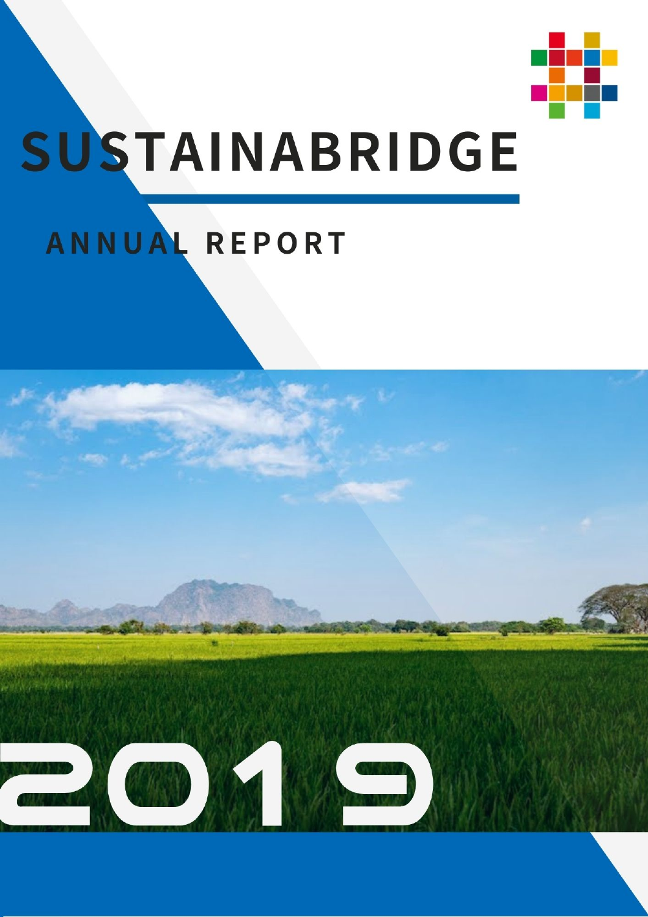# SUSTAINABRIDGE

## ANNUAL REPORT

2019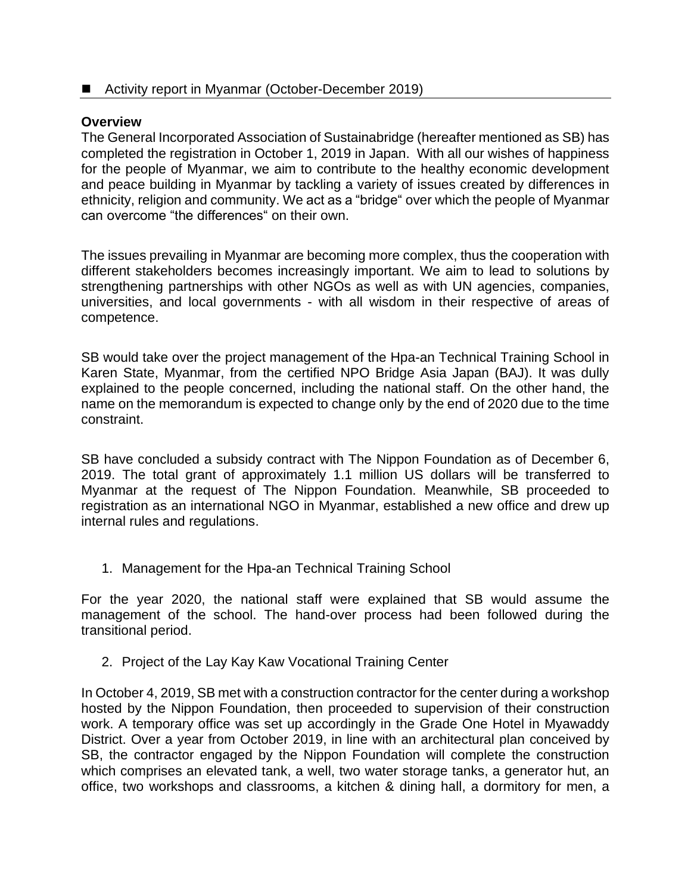■ Activity report in Myanmar (October-December 2019)

**Overview**

The General Incorporated Association of Sustainabridge (hereafter mentioned as SB) has completed the registration in October 1, 2019 in Japan. With all our wishes of happiness for the people of Myanmar, we aim to contribute to the healthy economic development and peace building in Myanmar by tackling a variety of issues created by differences in ethnicity, religion and community. We act as a "bridge" over which the people of Myanmar can overcome "the differences" on their own.

The issues prevailing in Myanmar are becoming more complex, thus the cooperation with different stakeholders becomes increasingly important. We aim to lead to solutions by strengthening partnerships with other NGOs as well as with UN agencies, companies, universities, and local governments - with all wisdom in their respective of areas of competence.

SB would take over the project management of the Hpa-an Technical Training School in Karen State, Myanmar, from the certified NPO Bridge Asia Japan (BAJ). It was dully explained to the people concerned, including the national staff. On the other hand, the name on the memorandum is expected to change only by the end of 2020 due to the time constraint.

SB have concluded a subsidy contract with The Nippon Foundation as of December 6, 2019. The total grant of approximately 1.1 million US dollars will be transferred to Myanmar at the request of The Nippon Foundation. Meanwhile, SB proceeded to registration as an international NGO in Myanmar, established a new office and drew up internal rules and regulations.

1. Management for the Hpa-an Technical Training School

For the year 2020, the national staff were explained that SB would assume the management of the school. The hand-over process had been followed during the transitional period.

2. Project of the Lay Kay Kaw Vocational Training Center

In October 4, 2019, SB met with a construction contractor for the center during a workshop hosted by the Nippon Foundation, then proceeded to supervision of their construction work. A temporary office was set up accordingly in the Grade One Hotel in Myawaddy District. Over a year from October 2019, in line with an architectural plan conceived by SB, the contractor engaged by the Nippon Foundation will complete the construction which comprises an elevated tank, a well, two water storage tanks, a generator hut, an office, two workshops and classrooms, a kitchen & dining hall, a dormitory for men, a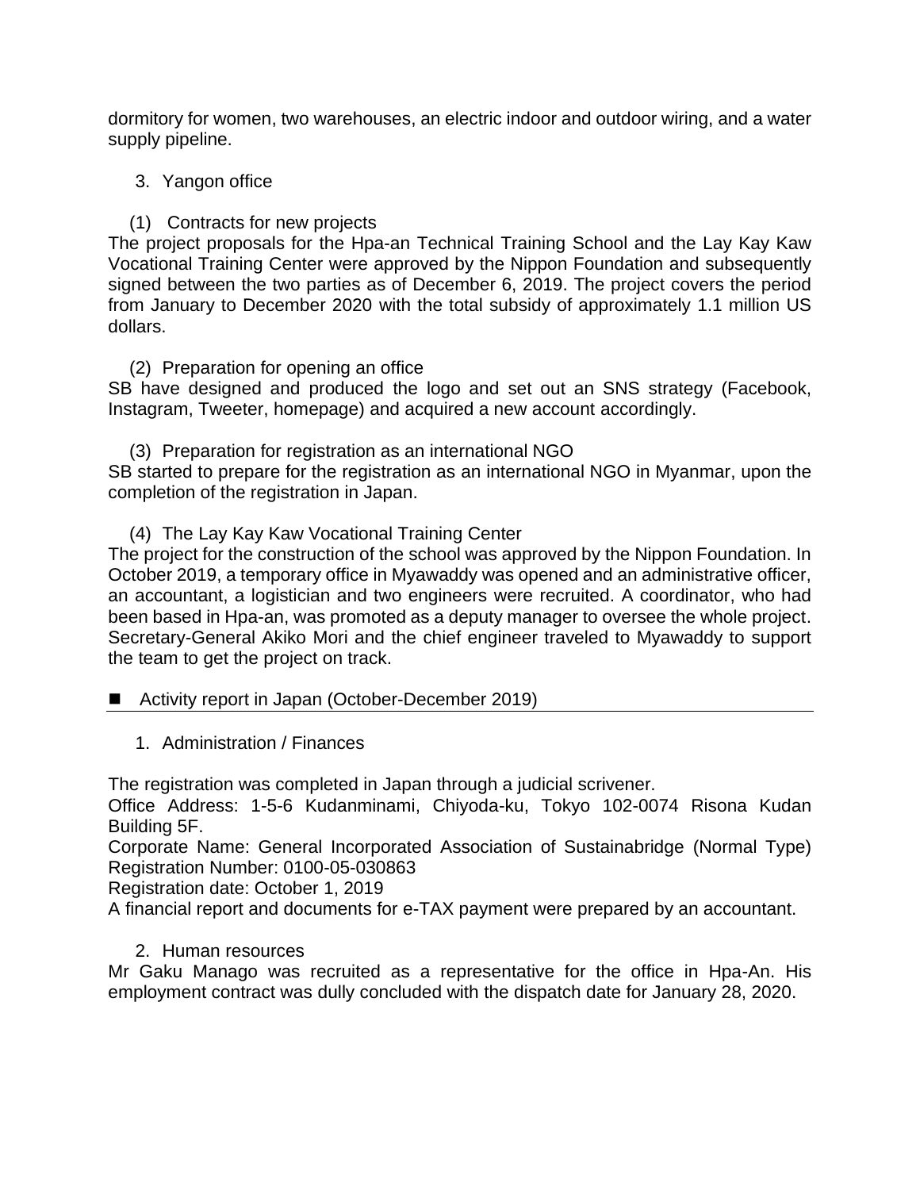dormitory for women, two warehouses, an electric indoor and outdoor wiring, and a water supply pipeline.

3. Yangon office

(1) Contracts for new projects

The project proposals for the Hpa-an Technical Training School and the Lay Kay Kaw Vocational Training Center were approved by the Nippon Foundation and subsequently signed between the two parties as of December 6, 2019. The project covers the period from January to December 2020 with the total subsidy of approximately 1.1 million US dollars.

(2) Preparation for opening an office

SB have designed and produced the logo and set out an SNS strategy (Facebook, Instagram, Tweeter, homepage) and acquired a new account accordingly.

(3) Preparation for registration as an international NGO

SB started to prepare for the registration as an international NGO in Myanmar, upon the completion of the registration in Japan.

(4) The Lay Kay Kaw Vocational Training Center

The project for the construction of the school was approved by the Nippon Foundation. In October 2019, a temporary office in Myawaddy was opened and an administrative officer, an accountant, a logistician and two engineers were recruited. A coordinator, who had been based in Hpa-an, was promoted as a deputy manager to oversee the whole project. Secretary-General Akiko Mori and the chief engineer traveled to Myawaddy to support the team to get the project on track.

## ■ Activity report in Japan (October-December 2019)

1. Administration / Finances

The registration was completed in Japan through a judicial scrivener.

Office Address: 1-5-6 Kudanminami, Chiyoda-ku, Tokyo 102-0074 Risona Kudan Building 5F.

Corporate Name: General Incorporated Association of Sustainabridge (Normal Type)

Registration Number: 0100-05-030863

Registration date: October 1, 2019

A financial report and documents for e-TAX payment were prepared by an accountant.

2. Human resources

Mr Gaku Manago was recruited as a representative for the office in Hpa-An. His employment contract was dully concluded with the dispatch date for January 28, 2020.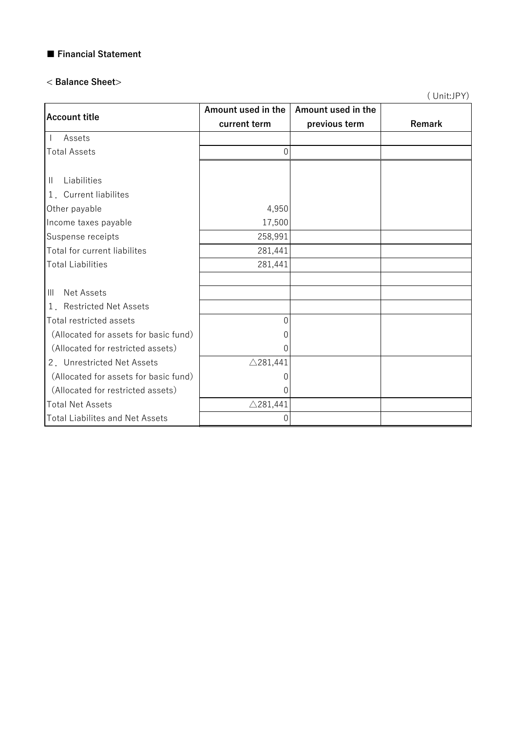## ■ Financial Statement

### < Balance Sheet>

( Unit:JPY)

| Account title | Amount used in the current term | Amount used in the previous term | Remark |
|---|---|---|---|
| Ⅰ　Assets | | | |
| Total Assets | 0 | | |
| | | | |
| Ⅱ　Liabilities | | | |
| 1．Current liabilites | | | |
| Other payable | 4,950 | | |
| Income taxes payable | 17,500 | | |
| Suspense receipts | 258,991 | | |
| Total for current liabilites | 281,441 | | |
| Total Liabilities | 281,441 | | |
| | | | |
| Ⅲ　Net Assets | | | |
| 1．Restricted Net Assets | | | |
| Total restricted assets | 0 | | |
| (Allocated for assets for basic fund) | 0 | | |
| (Allocated for restricted assets) | 0 | | |
| 2．Unrestricted Net Assets | △281,441 | | |
| (Allocated for assets for basic fund) | 0 | | |
| (Allocated for restricted assets) | 0 | | |
| Total Net Assets | △281,441 | | |
| Total Liabilites and Net Assets | 0 | | |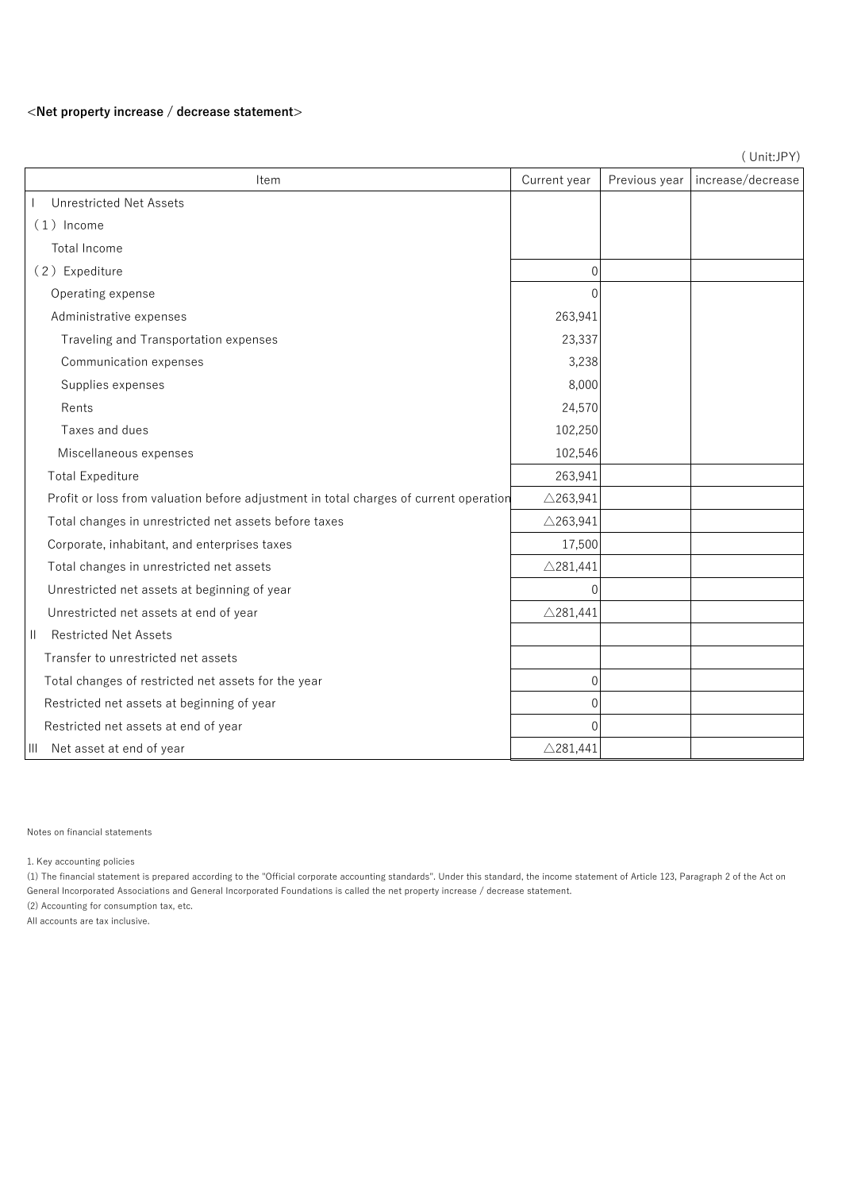## <Net property increase / decrease statement>

( Unit:JPY)

| Item | Current year | Previous year | increase/decrease |
|---|---|---|---|
| Ⅰ　Unrestricted Net Assets | | | |
| （1）Income | | | |
| Total Income | | | |
| （2）Expediture | 0 | | |
| Operating expense | 0 | | |
| Administrative expenses | 263,941 | | |
| Traveling and Transportation expenses | 23,337 | | |
| Communication expenses | 3,238 | | |
| Supplies expenses | 8,000 | | |
| Rents | 24,570 | | |
| Taxes and dues | 102,250 | | |
| Miscellaneous expenses | 102,546 | | |
| Total Expediture | 263,941 | | |
| Profit or loss from valuation before adjustment in total charges of current operation | △263,941 | | |
| Total changes in unrestricted net assets before taxes | △263,941 | | |
| Corporate, inhabitant, and enterprises taxes | 17,500 | | |
| Total changes in unrestricted net assets | △281,441 | | |
| Unrestricted net assets at beginning of year | 0 | | |
| Unrestricted net assets at end of year | △281,441 | | |
| Ⅱ　Restricted Net Assets | | | |
| Transfer to unrestricted net assets | | | |
| Total changes of restricted net assets for the year | 0 | | |
| Restricted net assets at beginning of year | 0 | | |
| Restricted net assets at end of year | 0 | | |
| Ⅲ　Net asset at end of year | △281,441 | | |

Notes on financial statements

1. Key accounting policies

(1) The financial statement is prepared according to the "Official corporate accounting standards". Under this standard, the income statement of Article 123, Paragraph 2 of the Act on General Incorporated Associations and General Incorporated Foundations is called the net property increase / decrease statement.

(2) Accounting for consumption tax, etc.

All accounts are tax inclusive.